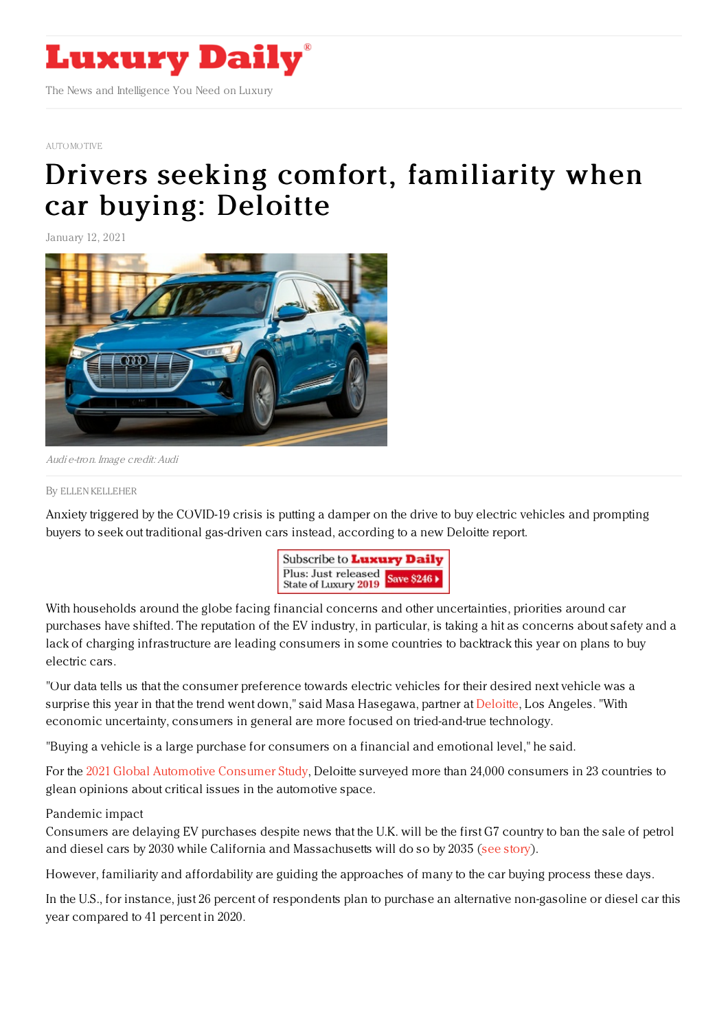AUTOMOTIVE

# Drivers seeking comfort, familiarity when car buying: Deloitte

January 12, 2021

*Audi e-tron. Image credit: Audi*

By ELLEN KELLEHER

Anxiety triggered by the COVID-19 crisis is putting a damper on the drive to buy electric vehicles and prompting buyers to seek out traditional gas-driven cars instead, according to a new Deloitte report.

With households around the globe facing financial concerns and other uncertainties, priorities around car purchases have shifted. The reputation of the EV industry, in particular, is taking a hit as concerns about safety and a lack of charging infrastructure are leading consumers in some countries to backtrack this year on plans to buy electric cars.

"Our data tells us that the consumer preference towards electric vehicles for their desired next vehicle was a surprise this year in that the trend went down," said Masa Hasegawa, partner at Deloitte, Los Angeles. "With economic uncertainty, consumers in general are more focused on tried-and-true technology.

"Buying a vehicle is a large purchase for consumers on a financial and emotional level," he said.

For the 2021 Global Automotive Consumer Study, Deloitte surveyed more than 24,000 consumers in 23 countries to glean opinions about critical issues in the automotive space.

Pandemic impact

Consumers are delaying EV purchases despite news that the U.K. will be the first G7 country to ban the sale of petrol and diesel cars by 2030 while California and Massachusetts will do so by 2035 (see story).

However, familiarity and affordability are guiding the approaches of many to the car buying process these days.

In the U.S., for instance, just 26 percent of respondents plan to purchase an alternative non-gasoline or diesel car this year compared to 41 percent in 2020.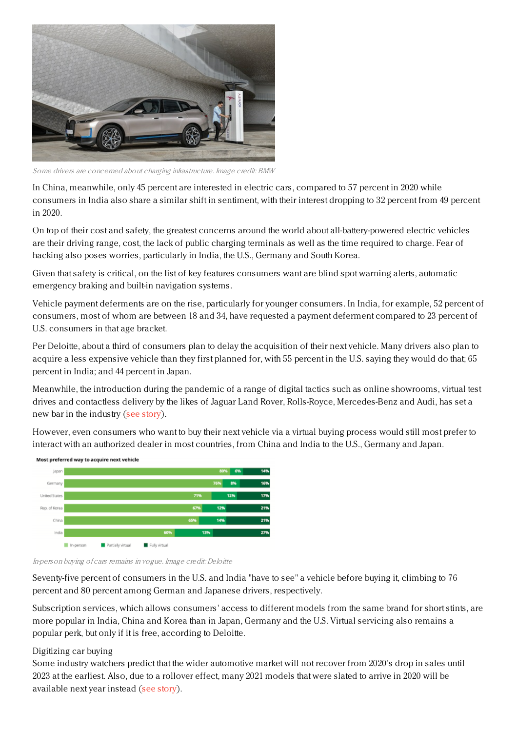Some drivers are concerned about charging infrastructure. Image credit: BMW

In China, meanwhile, only 45 percent are interested in electric cars, compared to 57 percent in 2020 while consumers in India also share a similar shift in sentiment, with their interest dropping to 32 percent from 49 percent in 2020.

On top of their cost and safety, the greatest concerns around the world about all-battery-powered electric vehicles are their driving range, cost, the lack of public charging terminals as well as the time required to charge. Fear of hacking also poses worries, particularly in India, the U.S., Germany and South Korea.

Given that safety is critical, on the list of key features consumers want are blind spot warning alerts, automatic emergency braking and built-in navigation systems.

Vehicle payment deferments are on the rise, particularly for younger consumers. In India, for example, 52 percent of consumers, most of whom are between 18 and 34, have requested a payment deferment compared to 23 percent of U.S. consumers in that age bracket.

Per Deloitte, about a third of consumers plan to delay the acquisition of their next vehicle. Many drivers also plan to acquire a less expensive vehicle than they first planned for, with 55 percent in the U.S. saying they would do that; 65 percent in India; and 44 percent in Japan.

Meanwhile, the introduction during the pandemic of a range of digital tactics such as online showrooms, virtual test drives and contactless delivery by the likes of Jaguar Land Rover, Rolls-Royce, Mercedes-Benz and Audi, has set a new bar in the industry (see story).

However, even consumers who want to buy their next vehicle via a virtual buying process would still most prefer to interact with an authorized dealer in most countries, from China and India to the U.S., Germany and Japan.

**Most preferred way to acquire next vehicle**

| Country | In-person | Partially virtual | Fully virtual |
| --- | --- | --- | --- |
| Japan | 80% | 6% | 14% |
| Germany | 76% | 8% | 16% |
| United States | 71% | 12% | 17% |
| Rep. of Korea | 67% | 12% | 21% |
| China | 65% | 14% | 21% |
| India | 60% | 13% | 27% |

In-person buying of cars remains in vogue. Image credit: Deloitte

Seventy-five percent of consumers in the U.S. and India "have to see" a vehicle before buying it, climbing to 76 percent and 80 percent among German and Japanese drivers, respectively.

Subscription services, which allows consumers' access to different models from the same brand for short stints, are more popular in India, China and Korea than in Japan, Germany and the U.S. Virtual servicing also remains a popular perk, but only if it is free, according to Deloitte.

## Digitizing car buying

Some industry watchers predict that the wider automotive market will not recover from 2020's drop in sales until 2023 at the earliest. Also, due to a rollover effect, many 2021 models that were slated to arrive in 2020 will be available next year instead (see story).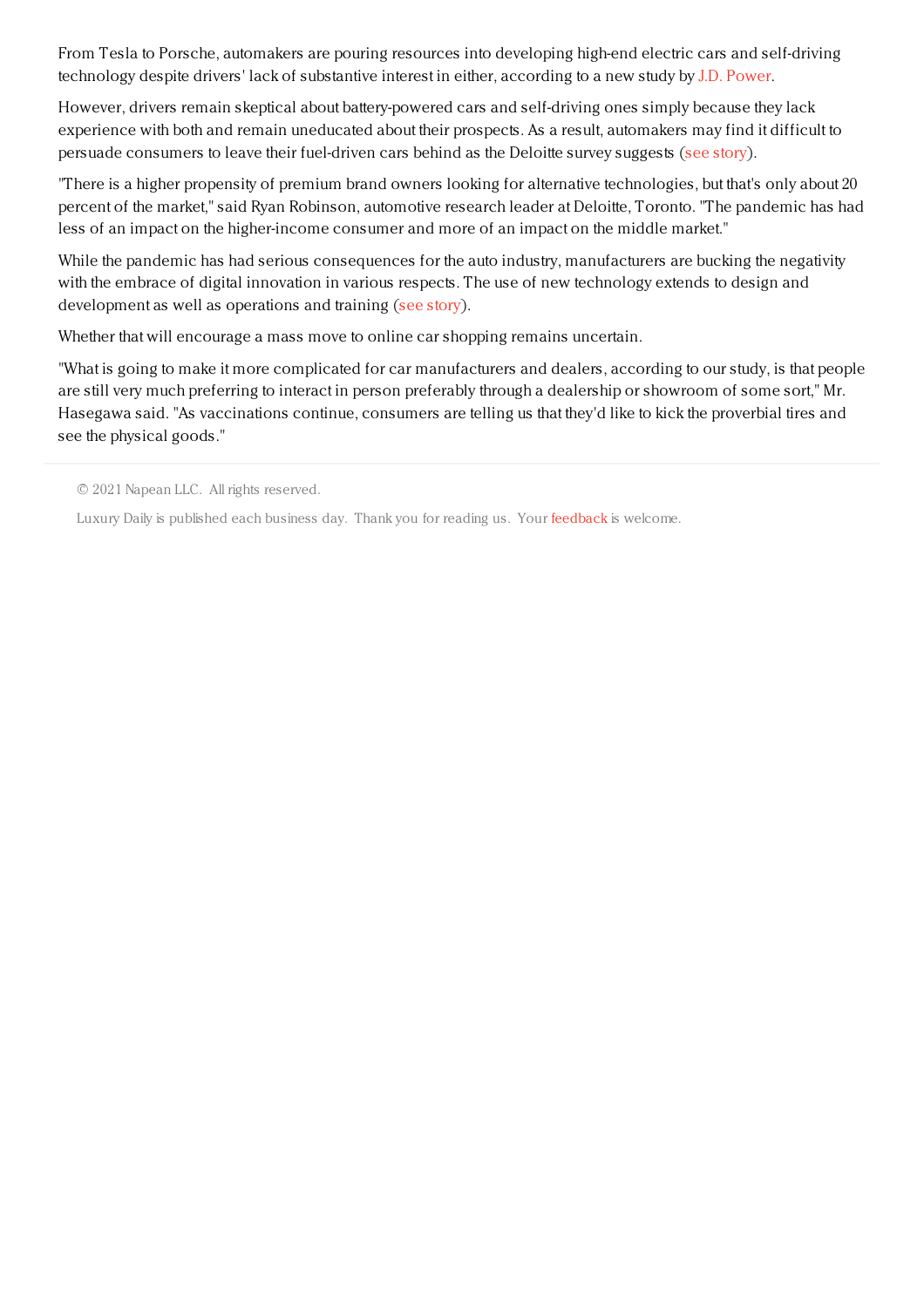From Tesla to Porsche, automakers are pouring resources into developing high-end electric cars and self-driving technology despite drivers' lack of substantive interest in either, according to a new study by J.D. Power.

However, drivers remain skeptical about battery-powered cars and self-driving ones simply because they lack experience with both and remain uneducated about their prospects. As a result, automakers may find it difficult to persuade consumers to leave their fuel-driven cars behind as the Deloitte survey suggests (see story).

"There is a higher propensity of premium brand owners looking for alternative technologies, but that's only about 20 percent of the market," said Ryan Robinson, automotive research leader at Deloitte, Toronto. "The pandemic has had less of an impact on the higher-income consumer and more of an impact on the middle market."

While the pandemic has had serious consequences for the auto industry, manufacturers are bucking the negativity with the embrace of digital innovation in various respects. The use of new technology extends to design and development as well as operations and training (see story).

Whether that will encourage a mass move to online car shopping remains uncertain.

"What is going to make it more complicated for car manufacturers and dealers, according to our study, is that people are still very much preferring to interact in person preferably through a dealership or showroom of some sort," Mr. Hasegawa said. "As vaccinations continue, consumers are telling us that they'd like to kick the proverbial tires and see the physical goods."

© 2021 Napean LLC. All rights reserved.

Luxury Daily is published each business day. Thank you for reading us. Your feedback is welcome.